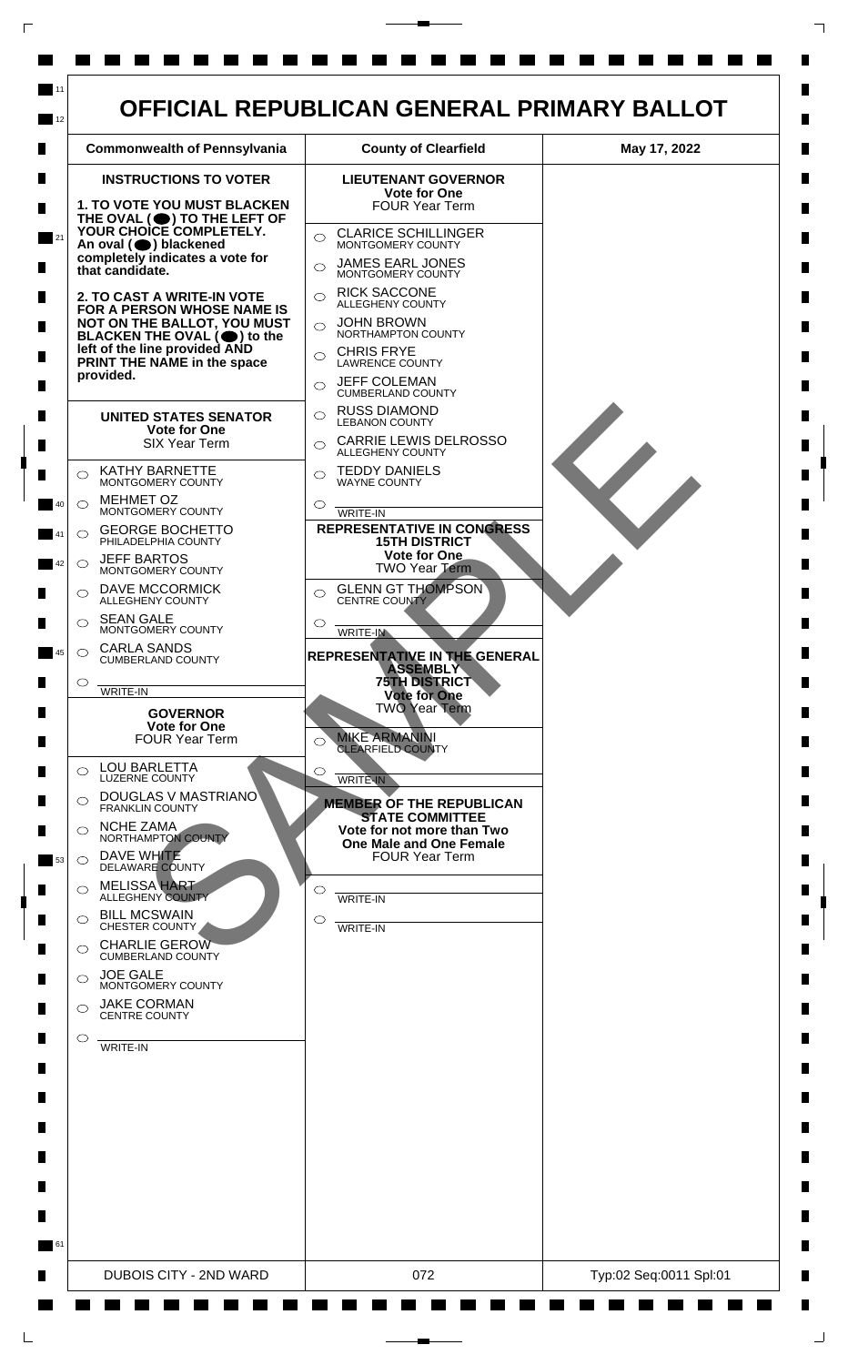# OFFICIAL REPUBLICAN GENERAL PRIMARY BALLOT

| Commonwealth of Pennsylvania | County of Clearfield | May 17, 2022 |
|---|---|---|

## INSTRUCTIONS TO VOTER

**1. TO VOTE YOU MUST BLACKEN THE OVAL (⬤) TO THE LEFT OF YOUR CHOICE COMPLETELY.** An oval (⬤) blackened completely indicates a vote for that candidate.

**2. TO CAST A WRITE-IN VOTE FOR A PERSON WHOSE NAME IS NOT ON THE BALLOT, YOU MUST BLACKEN THE OVAL (⬤) to the left of the line provided AND PRINT THE NAME in the space provided.**

### UNITED STATES SENATOR
**Vote for One**
SIX Year Term

- ○ KATHY BARNETTE — MONTGOMERY COUNTY
- ○ MEHMET OZ — MONTGOMERY COUNTY
- ○ GEORGE BOCHETTO — PHILADELPHIA COUNTY
- ○ JEFF BARTOS — MONTGOMERY COUNTY
- ○ DAVE MCCORMICK — ALLEGHENY COUNTY
- ○ SEAN GALE — MONTGOMERY COUNTY
- ○ CARLA SANDS — CUMBERLAND COUNTY
- ○ ______ WRITE-IN

### GOVERNOR
**Vote for One**
FOUR Year Term

- ○ LOU BARLETTA — LUZERNE COUNTY
- ○ DOUGLAS V MASTRIANO — FRANKLIN COUNTY
- ○ NCHE ZAMA — NORTHAMPTON COUNTY
- ○ DAVE WHITE — DELAWARE COUNTY
- ○ MELISSA HART — ALLEGHENY COUNTY
- ○ BILL MCSWAIN — CHESTER COUNTY
- ○ CHARLIE GEROW — CUMBERLAND COUNTY
- ○ JOE GALE — MONTGOMERY COUNTY
- ○ JAKE CORMAN — CENTRE COUNTY
- ○ ______ WRITE-IN

### LIEUTENANT GOVERNOR
**Vote for One**
FOUR Year Term

- ○ CLARICE SCHILLINGER — MONTGOMERY COUNTY
- ○ JAMES EARL JONES — MONTGOMERY COUNTY
- ○ RICK SACCONE — ALLEGHENY COUNTY
- ○ JOHN BROWN — NORTHAMPTON COUNTY
- ○ CHRIS FRYE — LAWRENCE COUNTY
- ○ JEFF COLEMAN — CUMBERLAND COUNTY
- ○ RUSS DIAMOND — LEBANON COUNTY
- ○ CARRIE LEWIS DELROSSO — ALLEGHENY COUNTY
- ○ TEDDY DANIELS — WAYNE COUNTY
- ○ ______ WRITE-IN

### REPRESENTATIVE IN CONGRESS 15TH DISTRICT
**Vote for One**
TWO Year Term

- ○ GLENN GT THOMPSON — CENTRE COUNTY
- ○ ______ WRITE-IN

### REPRESENTATIVE IN THE GENERAL ASSEMBLY 75TH DISTRICT
**Vote for One**
TWO Year Term

- ○ MIKE ARMANINI — CLEARFIELD COUNTY
- ○ ______ WRITE-IN

### MEMBER OF THE REPUBLICAN STATE COMMITTEE
**Vote for not more than Two**
**One Male and One Female**
FOUR Year Term

- ○ ______ WRITE-IN
- ○ ______ WRITE-IN

SAMPLE

| DUBOIS CITY - 2ND WARD | 072 | Typ:02 Seq:0011 Spl:01 |
|---|---|---|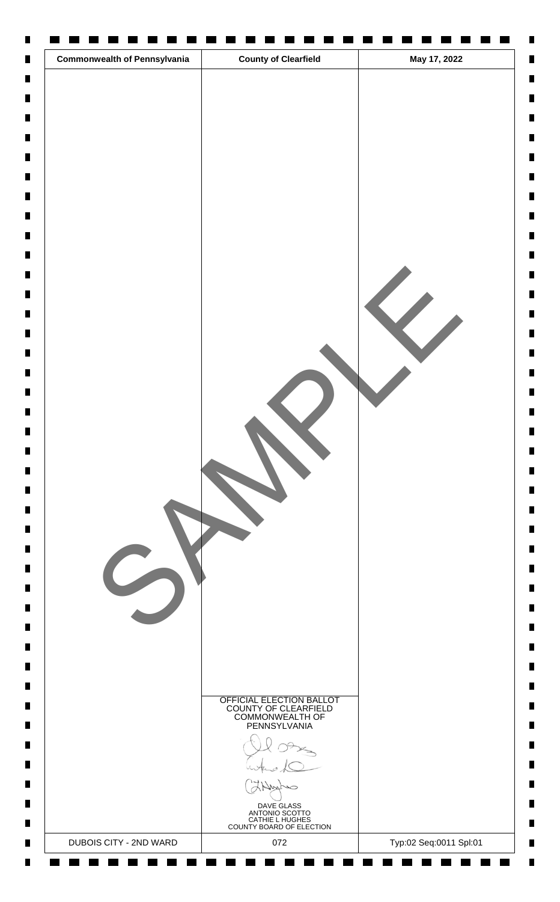| Commonwealth of Pennsylvania | County of Clearfield | May 17, 2022 |
|---|---|---|
| | OFFICIAL ELECTION BALLOT<br>COUNTY OF CLEARFIELD<br>COMMONWEALTH OF PENNSYLVANIA<br>DAVE GLASS<br>ANTONIO SCOTTO<br>CATHIE L HUGHES<br>COUNTY BOARD OF ELECTION | |
| DUBOIS CITY - 2ND WARD | 072 | Typ:02 Seq:0011 Spl:01 |

SAMPLE